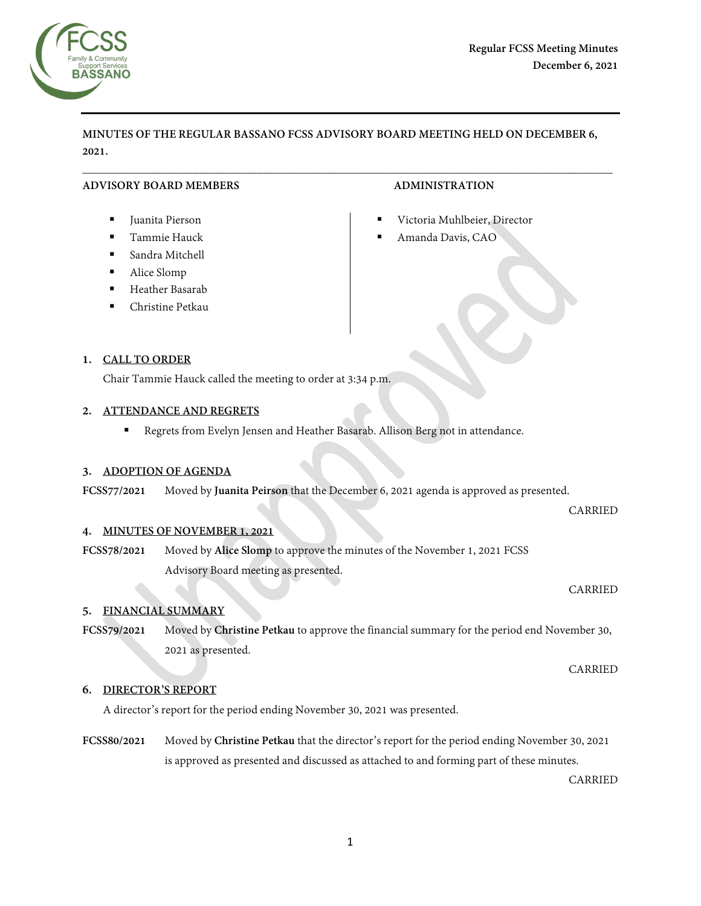**Regular FCSS Meeting Minutes**
**December 6, 2021**

**MINUTES OF THE REGULAR BASSANO FCSS ADVISORY BOARD MEETING HELD ON DECEMBER 6, 2021.**

---

**ADVISORY BOARD MEMBERS**

- Juanita Pierson
- Tammie Hauck
- Sandra Mitchell
- Alice Slomp
- Heather Basarab
- Christine Petkau

**ADMINISTRATION**

- Victoria Muhlbeier, Director
- Amanda Davis, CAO

## 1. CALL TO ORDER

Chair Tammie Hauck called the meeting to order at 3:34 p.m.

## 2. ATTENDANCE AND REGRETS

- Regrets from Evelyn Jensen and Heather Basarab. Allison Berg not in attendance.

## 3. ADOPTION OF AGENDA

**FCSS77/2021** Moved by **Juanita Peirson** that the December 6, 2021 agenda is approved as presented.

CARRIED

## 4. MINUTES OF NOVEMBER 1, 2021

**FCSS78/2021** Moved by **Alice Slomp** to approve the minutes of the November 1, 2021 FCSS Advisory Board meeting as presented.

CARRIED

## 5. FINANCIAL SUMMARY

**FCSS79/2021** Moved by **Christine Petkau** to approve the financial summary for the period end November 30, 2021 as presented.

CARRIED

## 6. DIRECTOR'S REPORT

A director's report for the period ending November 30, 2021 was presented.

**FCSS80/2021** Moved by **Christine Petkau** that the director's report for the period ending November 30, 2021 is approved as presented and discussed as attached to and forming part of these minutes.

CARRIED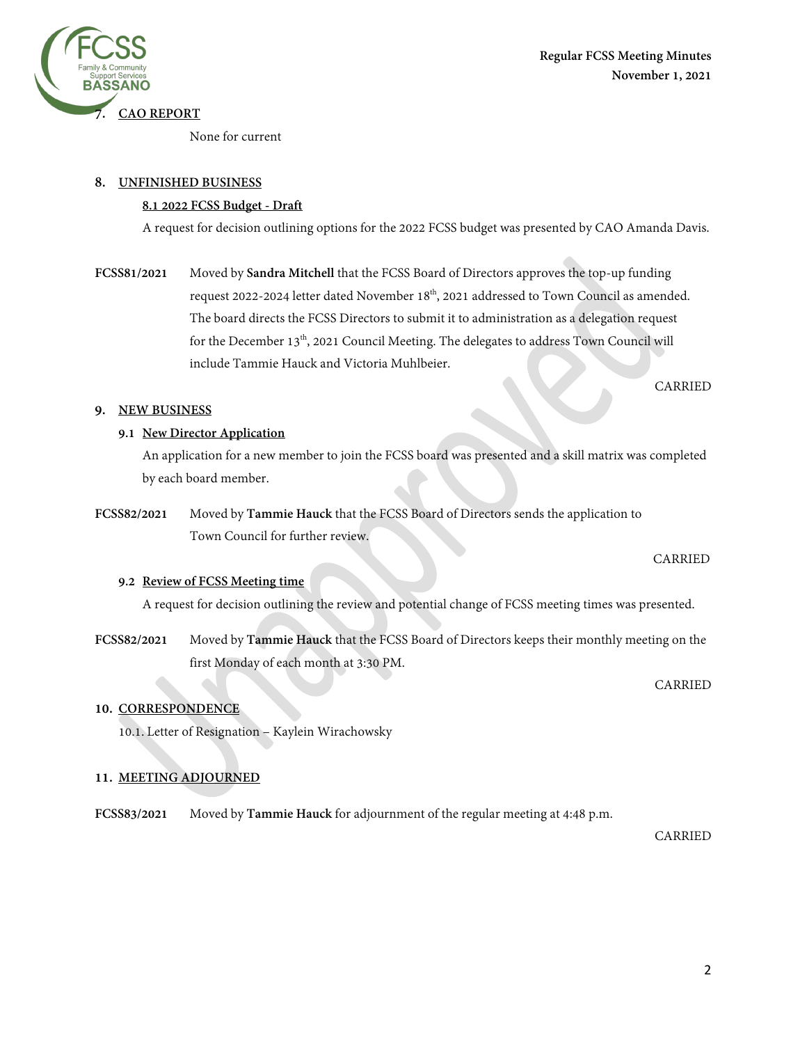## 7. CAO REPORT

None for current

## 8. UNFINISHED BUSINESS

### 8.1 2022 FCSS Budget - Draft

A request for decision outlining options for the 2022 FCSS budget was presented by CAO Amanda Davis.

**FCSS81/2021** Moved by **Sandra Mitchell** that the FCSS Board of Directors approves the top-up funding request 2022-2024 letter dated November 18th, 2021 addressed to Town Council as amended. The board directs the FCSS Directors to submit it to administration as a delegation request for the December 13th, 2021 Council Meeting. The delegates to address Town Council will include Tammie Hauck and Victoria Muhlbeier.

CARRIED

## 9. NEW BUSINESS

### 9.1 New Director Application

An application for a new member to join the FCSS board was presented and a skill matrix was completed by each board member.

**FCSS82/2021** Moved by **Tammie Hauck** that the FCSS Board of Directors sends the application to Town Council for further review.

CARRIED

### 9.2 Review of FCSS Meeting time

A request for decision outlining the review and potential change of FCSS meeting times was presented.

**FCSS82/2021** Moved by **Tammie Hauck** that the FCSS Board of Directors keeps their monthly meeting on the first Monday of each month at 3:30 PM.

CARRIED

## 10. CORRESPONDENCE

10.1. Letter of Resignation – Kaylein Wirachowsky

## 11. MEETING ADJOURNED

**FCSS83/2021** Moved by **Tammie Hauck** for adjournment of the regular meeting at 4:48 p.m.

CARRIED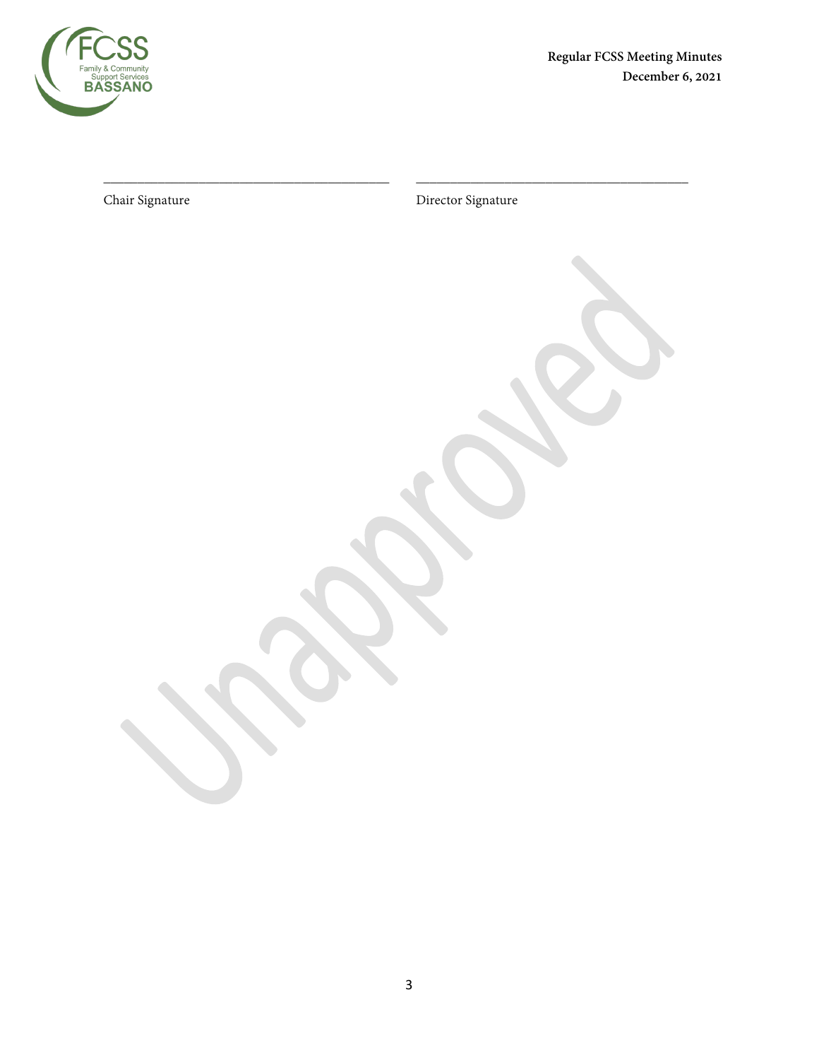\_\_\_\_\_\_\_\_\_\_\_\_\_\_\_\_\_\_\_\_\_\_\_\_\_\_\_\_\_\_\_\_\_\_\_\_\_\_\_\_\_ \_\_\_\_\_\_\_\_\_\_\_\_\_\_\_\_\_\_\_\_\_\_\_\_\_\_\_\_\_\_\_\_\_\_\_\_\_\_\_\_\_

Chair Signature Director Signature

Unapproved